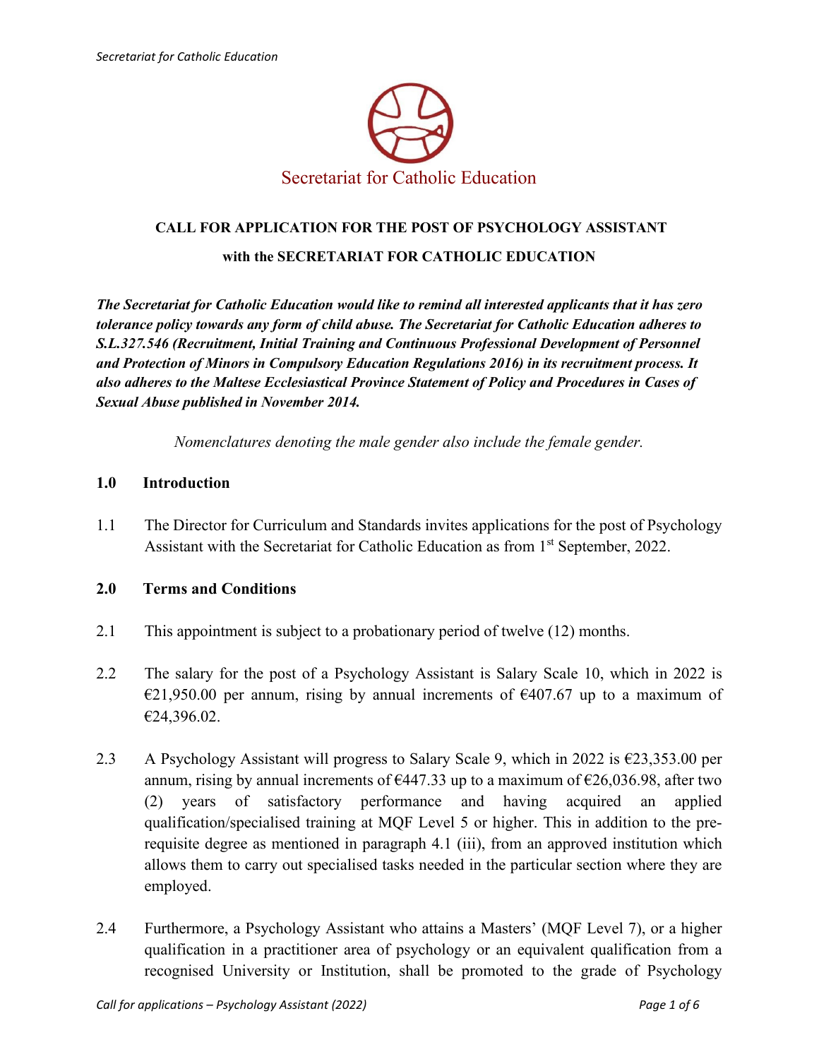Secretariat for Catholic Education

# CALL FOR APPLICATION FOR THE POST OF PSYCHOLOGY ASSISTANT

## with the SECRETARIAT FOR CATHOLIC EDUCATION

***The Secretariat for Catholic Education would like to remind all interested applicants that it has zero tolerance policy towards any form of child abuse. The Secretariat for Catholic Education adheres to S.L.327.546 (Recruitment, Initial Training and Continuous Professional Development of Personnel and Protection of Minors in Compulsory Education Regulations 2016) in its recruitment process. It also adheres to the Maltese Ecclesiastical Province Statement of Policy and Procedures in Cases of Sexual Abuse published in November 2014.***

*Nomenclatures denoting the male gender also include the female gender.*

## 1.0 Introduction

1.1 The Director for Curriculum and Standards invites applications for the post of Psychology Assistant with the Secretariat for Catholic Education as from 1st September, 2022.

## 2.0 Terms and Conditions

2.1 This appointment is subject to a probationary period of twelve (12) months.

2.2 The salary for the post of a Psychology Assistant is Salary Scale 10, which in 2022 is €21,950.00 per annum, rising by annual increments of €407.67 up to a maximum of €24,396.02.

2.3 A Psychology Assistant will progress to Salary Scale 9, which in 2022 is €23,353.00 per annum, rising by annual increments of €447.33 up to a maximum of €26,036.98, after two (2) years of satisfactory performance and having acquired an applied qualification/specialised training at MQF Level 5 or higher. This in addition to the pre-requisite degree as mentioned in paragraph 4.1 (iii), from an approved institution which allows them to carry out specialised tasks needed in the particular section where they are employed.

2.4 Furthermore, a Psychology Assistant who attains a Masters' (MQF Level 7), or a higher qualification in a practitioner area of psychology or an equivalent qualification from a recognised University or Institution, shall be promoted to the grade of Psychology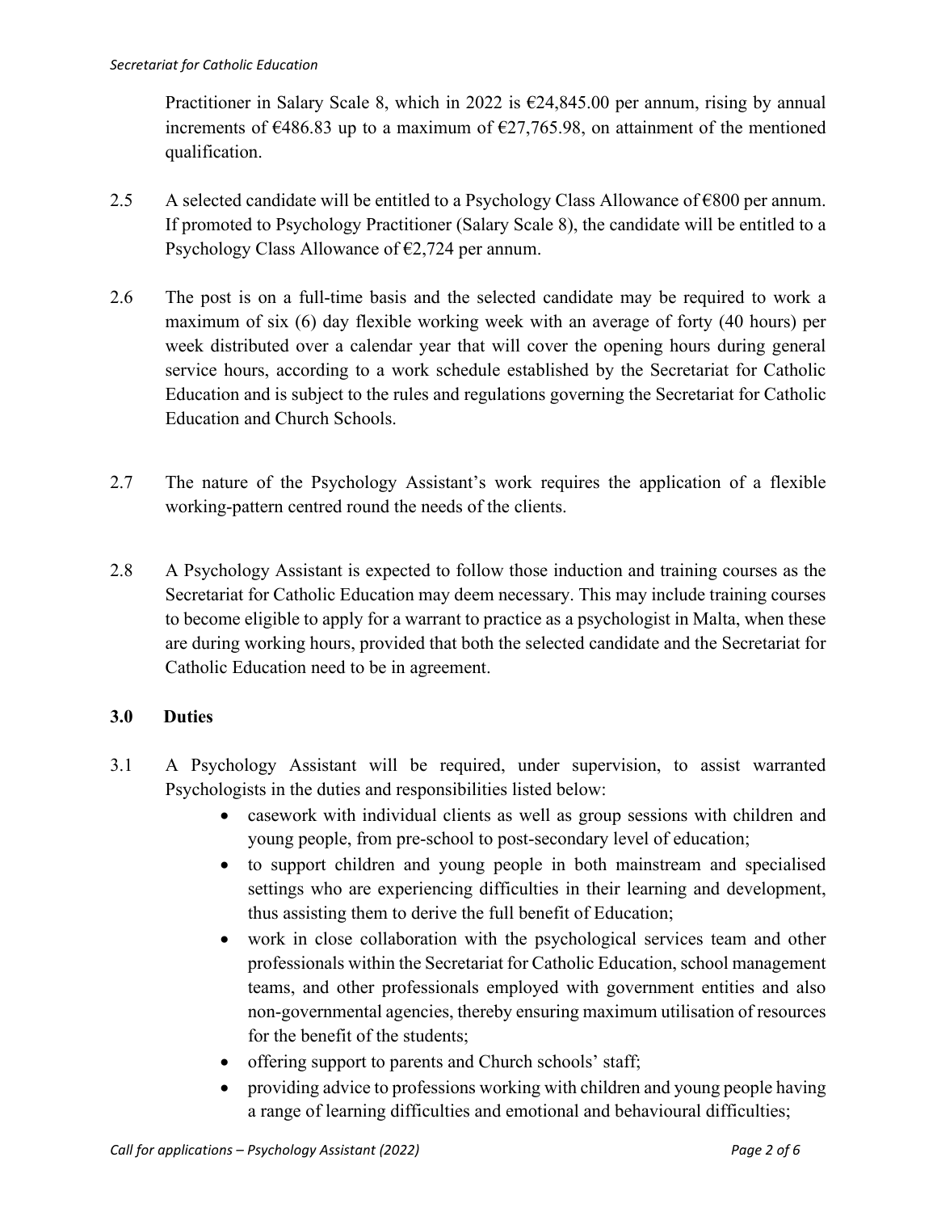Practitioner in Salary Scale 8, which in 2022 is €24,845.00 per annum, rising by annual increments of €486.83 up to a maximum of €27,765.98, on attainment of the mentioned qualification.

2.5 A selected candidate will be entitled to a Psychology Class Allowance of €800 per annum. If promoted to Psychology Practitioner (Salary Scale 8), the candidate will be entitled to a Psychology Class Allowance of €2,724 per annum.

2.6 The post is on a full-time basis and the selected candidate may be required to work a maximum of six (6) day flexible working week with an average of forty (40 hours) per week distributed over a calendar year that will cover the opening hours during general service hours, according to a work schedule established by the Secretariat for Catholic Education and is subject to the rules and regulations governing the Secretariat for Catholic Education and Church Schools.

2.7 The nature of the Psychology Assistant's work requires the application of a flexible working-pattern centred round the needs of the clients.

2.8 A Psychology Assistant is expected to follow those induction and training courses as the Secretariat for Catholic Education may deem necessary. This may include training courses to become eligible to apply for a warrant to practice as a psychologist in Malta, when these are during working hours, provided that both the selected candidate and the Secretariat for Catholic Education need to be in agreement.

## 3.0 Duties

3.1 A Psychology Assistant will be required, under supervision, to assist warranted Psychologists in the duties and responsibilities listed below:

- casework with individual clients as well as group sessions with children and young people, from pre-school to post-secondary level of education;
- to support children and young people in both mainstream and specialised settings who are experiencing difficulties in their learning and development, thus assisting them to derive the full benefit of Education;
- work in close collaboration with the psychological services team and other professionals within the Secretariat for Catholic Education, school management teams, and other professionals employed with government entities and also non-governmental agencies, thereby ensuring maximum utilisation of resources for the benefit of the students;
- offering support to parents and Church schools' staff;
- providing advice to professions working with children and young people having a range of learning difficulties and emotional and behavioural difficulties;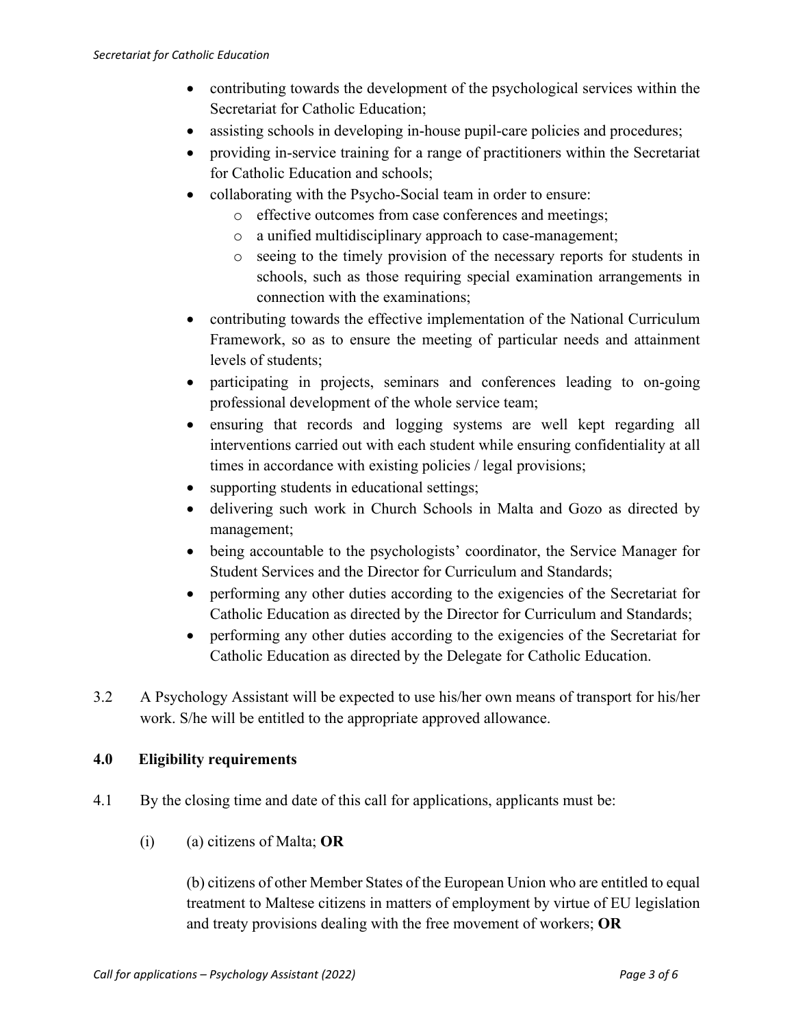- contributing towards the development of the psychological services within the Secretariat for Catholic Education;
- assisting schools in developing in-house pupil-care policies and procedures;
- providing in-service training for a range of practitioners within the Secretariat for Catholic Education and schools;
- collaborating with the Psycho-Social team in order to ensure:
    - effective outcomes from case conferences and meetings;
    - a unified multidisciplinary approach to case-management;
    - seeing to the timely provision of the necessary reports for students in schools, such as those requiring special examination arrangements in connection with the examinations;
- contributing towards the effective implementation of the National Curriculum Framework, so as to ensure the meeting of particular needs and attainment levels of students;
- participating in projects, seminars and conferences leading to on-going professional development of the whole service team;
- ensuring that records and logging systems are well kept regarding all interventions carried out with each student while ensuring confidentiality at all times in accordance with existing policies / legal provisions;
- supporting students in educational settings;
- delivering such work in Church Schools in Malta and Gozo as directed by management;
- being accountable to the psychologists' coordinator, the Service Manager for Student Services and the Director for Curriculum and Standards;
- performing any other duties according to the exigencies of the Secretariat for Catholic Education as directed by the Director for Curriculum and Standards;
- performing any other duties according to the exigencies of the Secretariat for Catholic Education as directed by the Delegate for Catholic Education.

3.2 A Psychology Assistant will be expected to use his/her own means of transport for his/her work. S/he will be entitled to the appropriate approved allowance.

## 4.0 Eligibility requirements

4.1 By the closing time and date of this call for applications, applicants must be:

(i) (a) citizens of Malta; **OR**

(b) citizens of other Member States of the European Union who are entitled to equal treatment to Maltese citizens in matters of employment by virtue of EU legislation and treaty provisions dealing with the free movement of workers; **OR**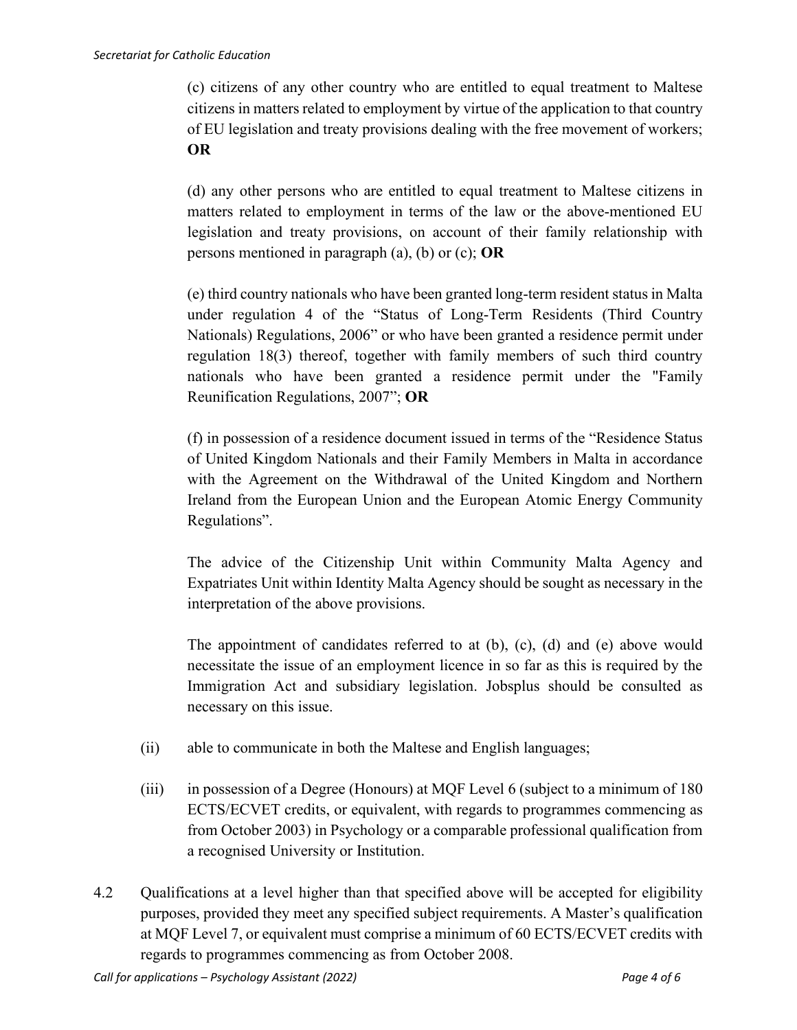(c) citizens of any other country who are entitled to equal treatment to Maltese citizens in matters related to employment by virtue of the application to that country of EU legislation and treaty provisions dealing with the free movement of workers; **OR**

(d) any other persons who are entitled to equal treatment to Maltese citizens in matters related to employment in terms of the law or the above-mentioned EU legislation and treaty provisions, on account of their family relationship with persons mentioned in paragraph (a), (b) or (c); **OR**

(e) third country nationals who have been granted long-term resident status in Malta under regulation 4 of the "Status of Long-Term Residents (Third Country Nationals) Regulations, 2006" or who have been granted a residence permit under regulation 18(3) thereof, together with family members of such third country nationals who have been granted a residence permit under the "Family Reunification Regulations, 2007"; **OR**

(f) in possession of a residence document issued in terms of the "Residence Status of United Kingdom Nationals and their Family Members in Malta in accordance with the Agreement on the Withdrawal of the United Kingdom and Northern Ireland from the European Union and the European Atomic Energy Community Regulations".

The advice of the Citizenship Unit within Community Malta Agency and Expatriates Unit within Identity Malta Agency should be sought as necessary in the interpretation of the above provisions.

The appointment of candidates referred to at (b), (c), (d) and (e) above would necessitate the issue of an employment licence in so far as this is required by the Immigration Act and subsidiary legislation. Jobsplus should be consulted as necessary on this issue.

(ii) able to communicate in both the Maltese and English languages;

(iii) in possession of a Degree (Honours) at MQF Level 6 (subject to a minimum of 180 ECTS/ECVET credits, or equivalent, with regards to programmes commencing as from October 2003) in Psychology or a comparable professional qualification from a recognised University or Institution.

4.2 Qualifications at a level higher than that specified above will be accepted for eligibility purposes, provided they meet any specified subject requirements. A Master's qualification at MQF Level 7, or equivalent must comprise a minimum of 60 ECTS/ECVET credits with regards to programmes commencing as from October 2008.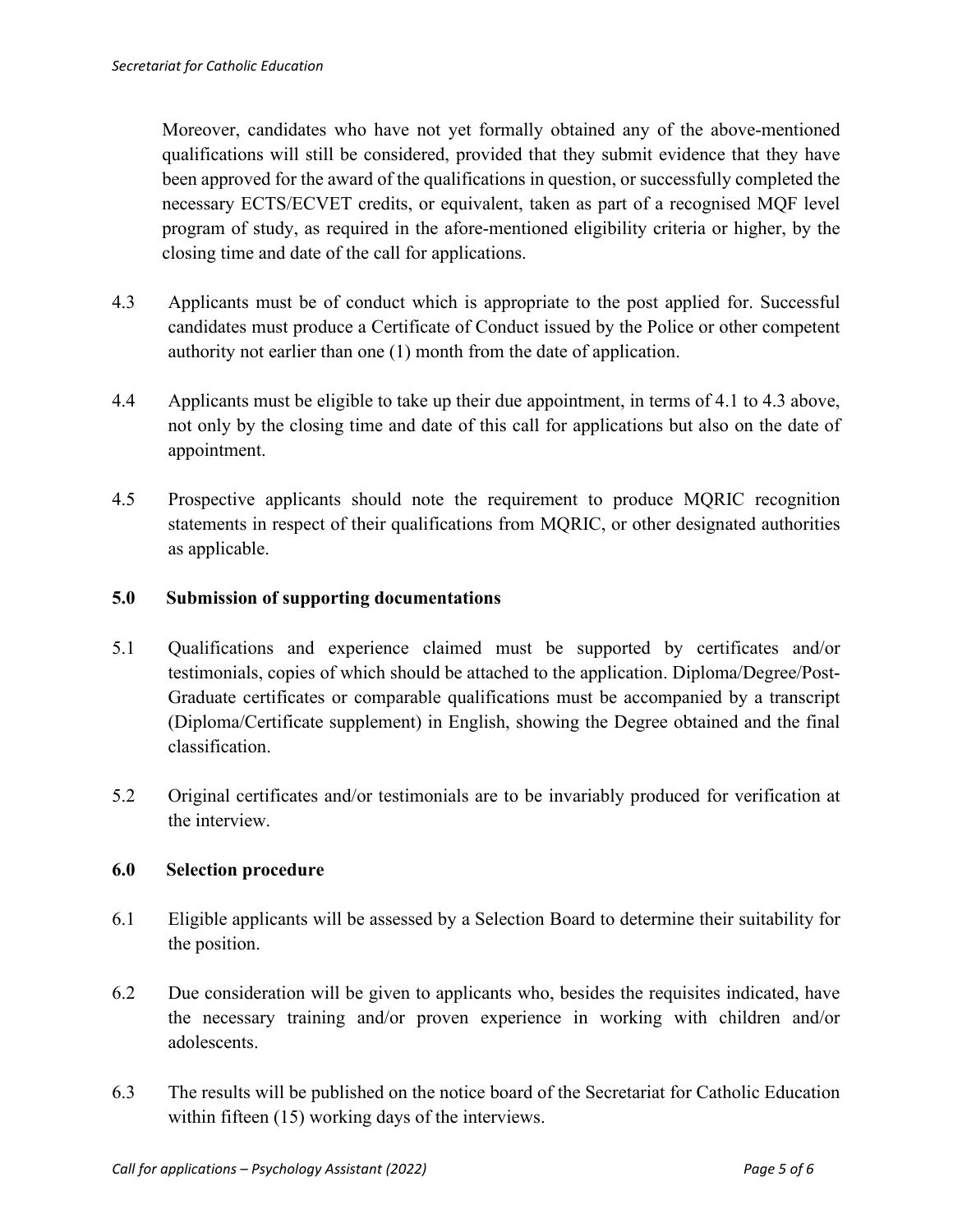Moreover, candidates who have not yet formally obtained any of the above-mentioned qualifications will still be considered, provided that they submit evidence that they have been approved for the award of the qualifications in question, or successfully completed the necessary ECTS/ECVET credits, or equivalent, taken as part of a recognised MQF level program of study, as required in the afore-mentioned eligibility criteria or higher, by the closing time and date of the call for applications.

4.3 Applicants must be of conduct which is appropriate to the post applied for. Successful candidates must produce a Certificate of Conduct issued by the Police or other competent authority not earlier than one (1) month from the date of application.

4.4 Applicants must be eligible to take up their due appointment, in terms of 4.1 to 4.3 above, not only by the closing time and date of this call for applications but also on the date of appointment.

4.5 Prospective applicants should note the requirement to produce MQRIC recognition statements in respect of their qualifications from MQRIC, or other designated authorities as applicable.

## 5.0 Submission of supporting documentations

5.1 Qualifications and experience claimed must be supported by certificates and/or testimonials, copies of which should be attached to the application. Diploma/Degree/Post-Graduate certificates or comparable qualifications must be accompanied by a transcript (Diploma/Certificate supplement) in English, showing the Degree obtained and the final classification.

5.2 Original certificates and/or testimonials are to be invariably produced for verification at the interview.

## 6.0 Selection procedure

6.1 Eligible applicants will be assessed by a Selection Board to determine their suitability for the position.

6.2 Due consideration will be given to applicants who, besides the requisites indicated, have the necessary training and/or proven experience in working with children and/or adolescents.

6.3 The results will be published on the notice board of the Secretariat for Catholic Education within fifteen (15) working days of the interviews.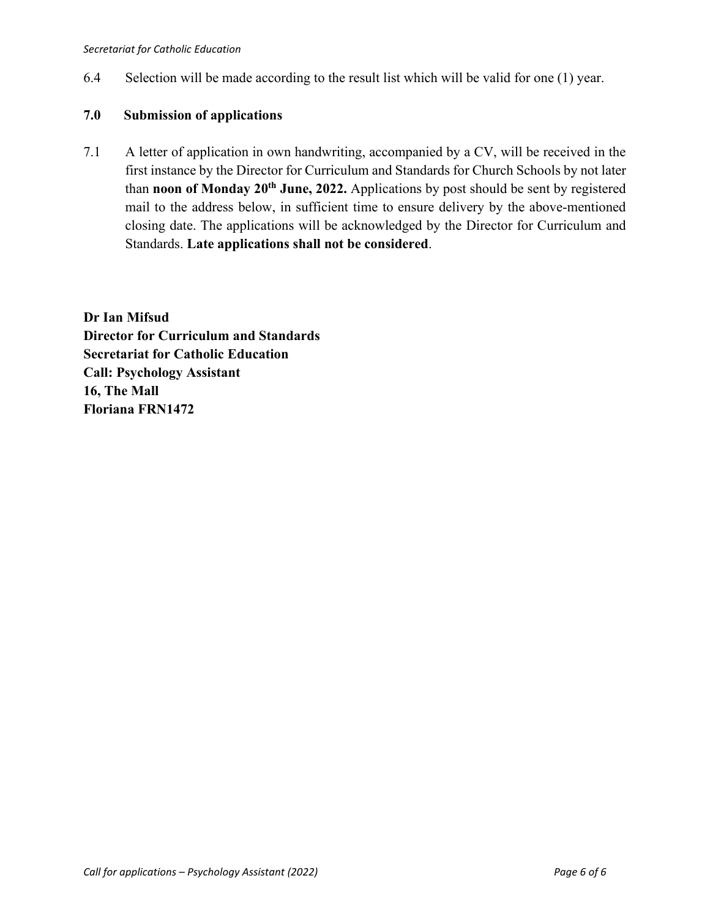6.4 Selection will be made according to the result list which will be valid for one (1) year.

## 7.0 Submission of applications

7.1 A letter of application in own handwriting, accompanied by a CV, will be received in the first instance by the Director for Curriculum and Standards for Church Schools by not later than **noon of Monday 20th June, 2022.** Applications by post should be sent by registered mail to the address below, in sufficient time to ensure delivery by the above-mentioned closing date. The applications will be acknowledged by the Director for Curriculum and Standards. **Late applications shall not be considered**.

**Dr Ian Mifsud**
**Director for Curriculum and Standards**
**Secretariat for Catholic Education**
**Call: Psychology Assistant**
**16, The Mall**
**Floriana FRN1472**